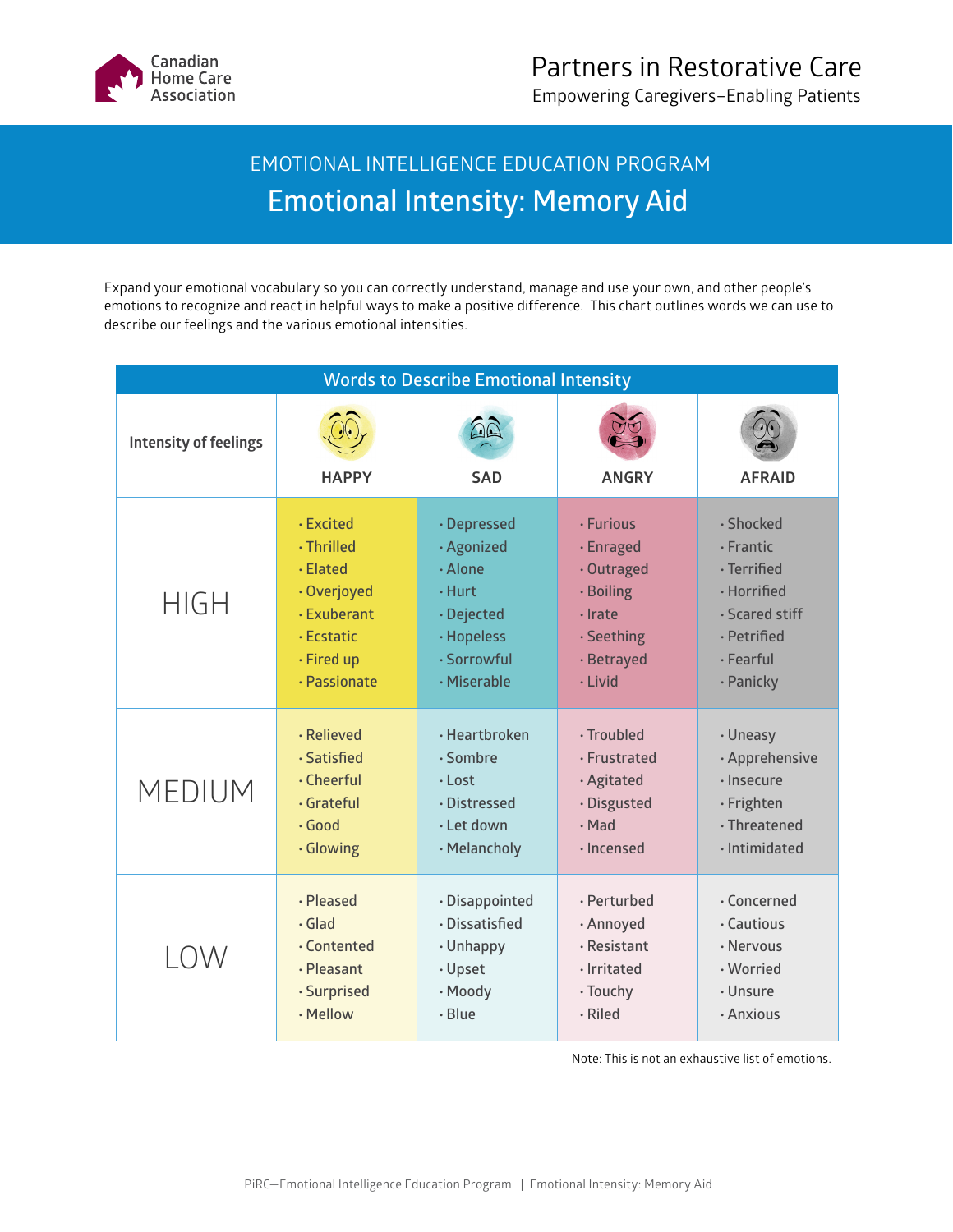Canadian Home Care Association

Partners in Restorative Care
Empowering Caregivers–Enabling Patients

EMOTIONAL INTELLIGENCE EDUCATION PROGRAM

# Emotional Intensity: Memory Aid

Expand your emotional vocabulary so you can correctly understand, manage and use your own, and other people's emotions to recognize and react in helpful ways to make a positive difference. This chart outlines words we can use to describe our feelings and the various emotional intensities.

**Words to Describe Emotional Intensity**

| Intensity of feelings | HAPPY | SAD | ANGRY | AFRAID |
|---|---|---|---|---|
| HIGH | · Excited<br>· Thrilled<br>· Elated<br>· Overjoyed<br>· Exuberant<br>· Ecstatic<br>· Fired up<br>· Passionate | · Depressed<br>· Agonized<br>· Alone<br>· Hurt<br>· Dejected<br>· Hopeless<br>· Sorrowful<br>· Miserable | · Furious<br>· Enraged<br>· Outraged<br>· Boiling<br>· Irate<br>· Seething<br>· Betrayed<br>· Livid | · Shocked<br>· Frantic<br>· Terrified<br>· Horrified<br>· Scared stiff<br>· Petrified<br>· Fearful<br>· Panicky |
| MEDIUM | · Relieved<br>· Satisfied<br>· Cheerful<br>· Grateful<br>· Good<br>· Glowing | · Heartbroken<br>· Sombre<br>· Lost<br>· Distressed<br>· Let down<br>· Melancholy | · Troubled<br>· Frustrated<br>· Agitated<br>· Disgusted<br>· Mad<br>· Incensed | · Uneasy<br>· Apprehensive<br>· Insecure<br>· Frighten<br>· Threatened<br>· Intimidated |
| LOW | · Pleased<br>· Glad<br>· Contented<br>· Pleasant<br>· Surprised<br>· Mellow | · Disappointed<br>· Dissatisfied<br>· Unhappy<br>· Upset<br>· Moody<br>· Blue | · Perturbed<br>· Annoyed<br>· Resistant<br>· Irritated<br>· Touchy<br>· Riled | · Concerned<br>· Cautious<br>· Nervous<br>· Worried<br>· Unsure<br>· Anxious |

Note: This is not an exhaustive list of emotions.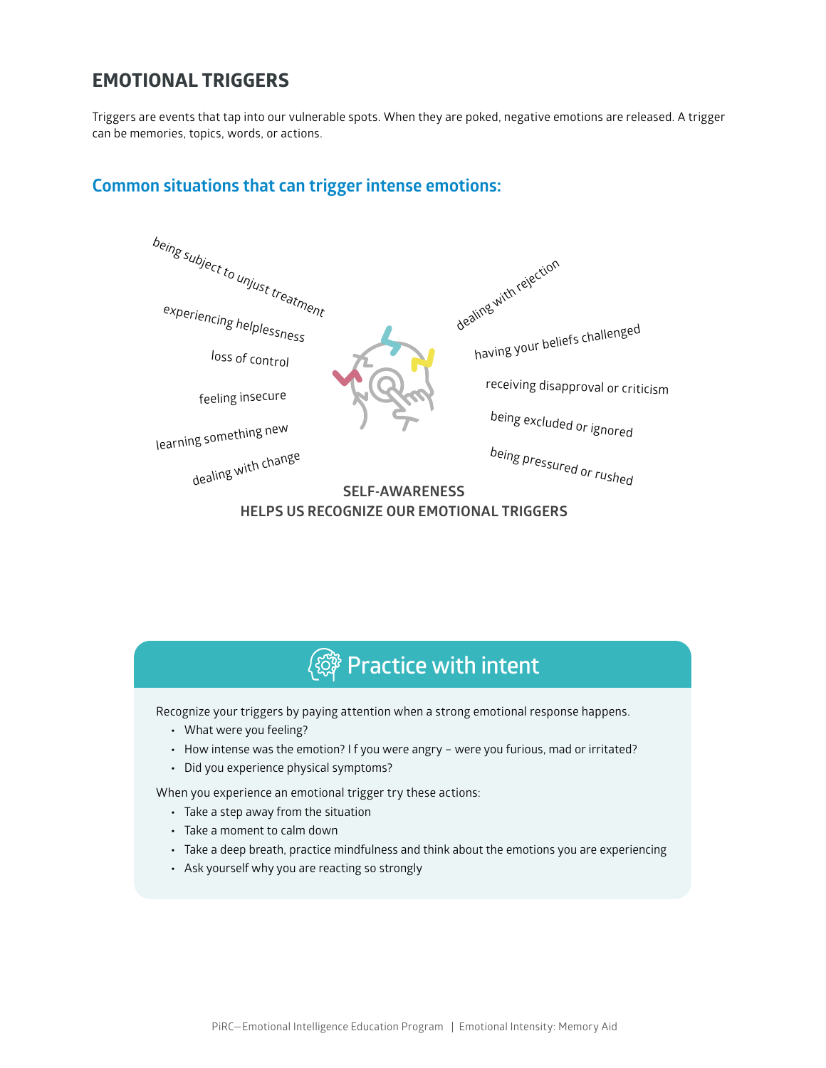## EMOTIONAL TRIGGERS

Triggers are events that tap into our vulnerable spots. When they are poked, negative emotions are released. A trigger can be memories, topics, words, or actions.

### Common situations that can trigger intense emotions:

being subject to unjust treatment

experiencing helplessness

loss of control

feeling insecure

learning something new

dealing with change

dealing with rejection

having your beliefs challenged

receiving disapproval or criticism

being excluded or ignored

being pressured or rushed

**SELF-AWARENESS HELPS US RECOGNIZE OUR EMOTIONAL TRIGGERS**

### Practice with intent

Recognize your triggers by paying attention when a strong emotional response happens.

- What were you feeling?
- How intense was the emotion? I f you were angry – were you furious, mad or irritated?
- Did you experience physical symptoms?

When you experience an emotional trigger try these actions:

- Take a step away from the situation
- Take a moment to calm down
- Take a deep breath, practice mindfulness and think about the emotions you are experiencing
- Ask yourself why you are reacting so strongly